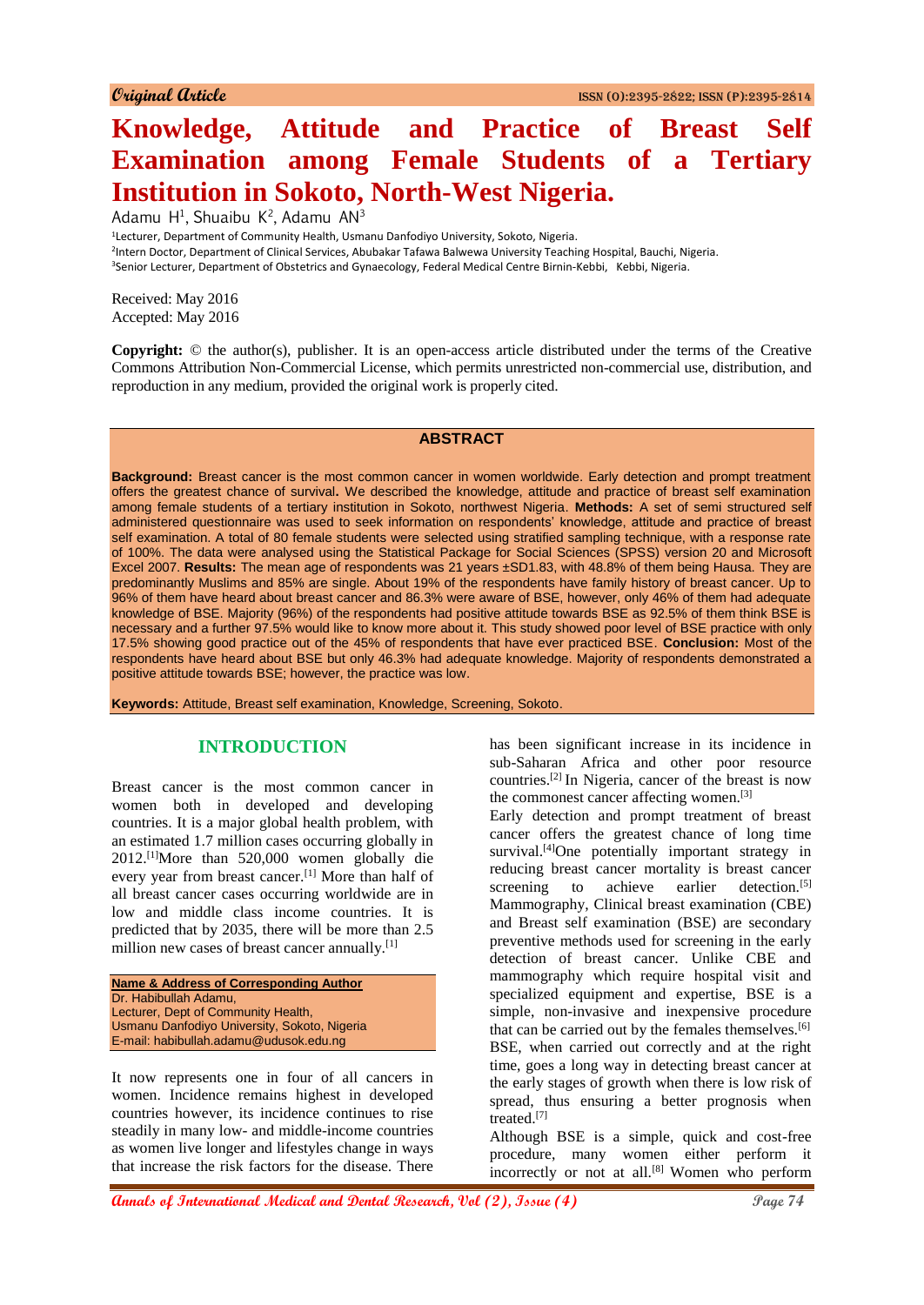Original Article

# Knowledge, Attitude and Practice of Breast Self Examination among Female Students of a Tertiary Institution in Sokoto, North-West Nigeria.

Adamu H[1], Shuaibu K[2], Adamu AN[3]

[1]Lecturer, Department of Community Health, Usmanu Danfodiyo University, Sokoto, Nigeria.
[2]Intern Doctor, Department of Clinical Services, Abubakar Tafawa Balwewa University Teaching Hospital, Bauchi, Nigeria.
[3]Senior Lecturer, Department of Obstetrics and Gynaecology, Federal Medical Centre Birnin-Kebbi, Kebbi, Nigeria.

Received: May 2016
Accepted: May 2016

**Copyright:** © the author(s), publisher. It is an open-access article distributed under the terms of the Creative Commons Attribution Non-Commercial License, which permits unrestricted non-commercial use, distribution, and reproduction in any medium, provided the original work is properly cited.

## ABSTRACT

**Background:** Breast cancer is the most common cancer in women worldwide. Early detection and prompt treatment offers the greatest chance of survival**.** We described the knowledge, attitude and practice of breast self examination among female students of a tertiary institution in Sokoto, northwest Nigeria. **Methods:** A set of semi structured self administered questionnaire was used to seek information on respondents' knowledge, attitude and practice of breast self examination. A total of 80 female students were selected using stratified sampling technique, with a response rate of 100%. The data were analysed using the Statistical Package for Social Sciences (SPSS) version 20 and Microsoft Excel 2007. **Results:** The mean age of respondents was 21 years ±SD1.83, with 48.8% of them being Hausa. They are predominantly Muslims and 85% are single. About 19% of the respondents have family history of breast cancer. Up to 96% of them have heard about breast cancer and 86.3% were aware of BSE, however, only 46% of them had adequate knowledge of BSE. Majority (96%) of the respondents had positive attitude towards BSE as 92.5% of them think BSE is necessary and a further 97.5% would like to know more about it. This study showed poor level of BSE practice with only 17.5% showing good practice out of the 45% of respondents that have ever practiced BSE. **Conclusion:** Most of the respondents have heard about BSE but only 46.3% had adequate knowledge. Majority of respondents demonstrated a positive attitude towards BSE; however, the practice was low.

**Keywords:** Attitude, Breast self examination, Knowledge, Screening, Sokoto.

## INTRODUCTION

Breast cancer is the most common cancer in women both in developed and developing countries. It is a major global health problem, with an estimated 1.7 million cases occurring globally in 2012.[1]More than 520,000 women globally die every year from breast cancer.[1] More than half of all breast cancer cases occurring worldwide are in low and middle class income countries. It is predicted that by 2035, there will be more than 2.5 million new cases of breast cancer annually.[1]

**Name & Address of Corresponding Author**
Dr. Habibullah Adamu,
Lecturer, Dept of Community Health,
Usmanu Danfodiyo University, Sokoto, Nigeria
E-mail: habibullah.adamu@udusok.edu.ng

It now represents one in four of all cancers in women. Incidence remains highest in developed countries however, its incidence continues to rise steadily in many low- and middle-income countries as women live longer and lifestyles change in ways that increase the risk factors for the disease. There has been significant increase in its incidence in sub-Saharan Africa and other poor resource countries.[2] In Nigeria, cancer of the breast is now the commonest cancer affecting women.[3]

Early detection and prompt treatment of breast cancer offers the greatest chance of long time survival.[4]One potentially important strategy in reducing breast cancer mortality is breast cancer screening to achieve earlier detection.[5] Mammography, Clinical breast examination (CBE) and Breast self examination (BSE) are secondary preventive methods used for screening in the early detection of breast cancer. Unlike CBE and mammography which require hospital visit and specialized equipment and expertise, BSE is a simple, non-invasive and inexpensive procedure that can be carried out by the females themselves.[6] BSE, when carried out correctly and at the right time, goes a long way in detecting breast cancer at the early stages of growth when there is low risk of spread, thus ensuring a better prognosis when treated.[7]

Although BSE is a simple, quick and cost-free procedure, many women either perform it incorrectly or not at all.[8] Women who perform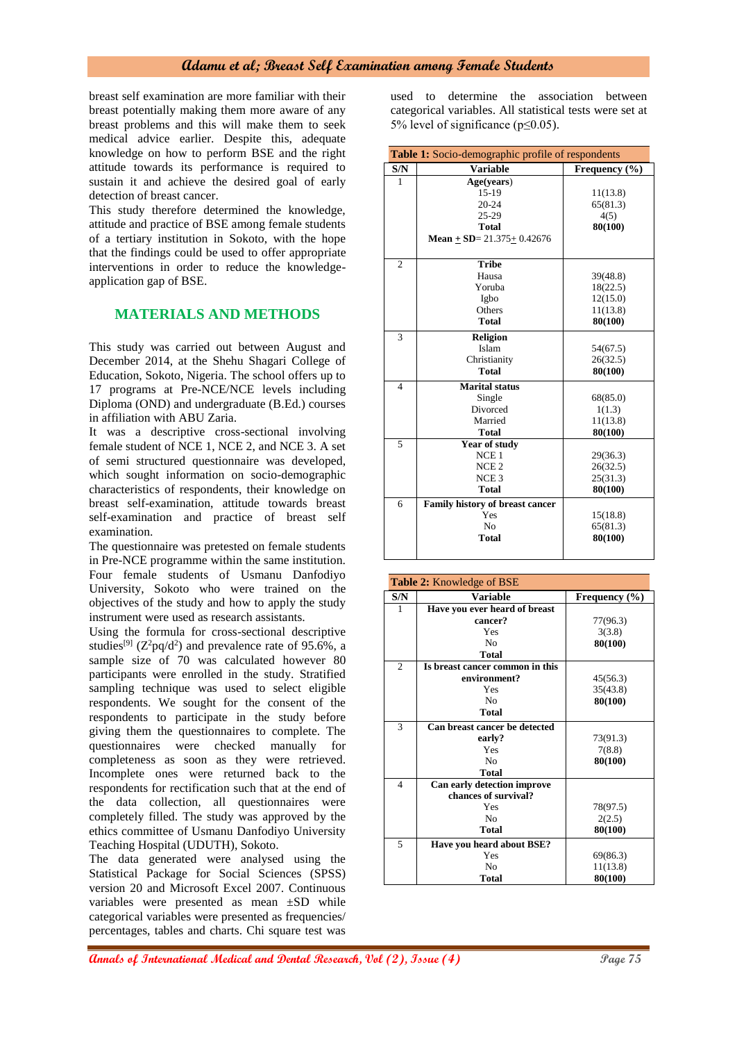breast self examination are more familiar with their breast potentially making them more aware of any breast problems and this will make them to seek medical advice earlier. Despite this, adequate knowledge on how to perform BSE and the right attitude towards its performance is required to sustain it and achieve the desired goal of early detection of breast cancer.

This study therefore determined the knowledge, attitude and practice of BSE among female students of a tertiary institution in Sokoto, with the hope that the findings could be used to offer appropriate interventions in order to reduce the knowledge-application gap of BSE.

## MATERIALS AND METHODS

This study was carried out between August and December 2014, at the Shehu Shagari College of Education, Sokoto, Nigeria. The school offers up to 17 programs at Pre-NCE/NCE levels including Diploma (OND) and undergraduate (B.Ed.) courses in affiliation with ABU Zaria.

It was a descriptive cross-sectional involving female student of NCE 1, NCE 2, and NCE 3. A set of semi structured questionnaire was developed, which sought information on socio-demographic characteristics of respondents, their knowledge on breast self-examination, attitude towards breast self-examination and practice of breast self examination.

The questionnaire was pretested on female students in Pre-NCE programme within the same institution. Four female students of Usmanu Danfodiyo University, Sokoto who were trained on the objectives of the study and how to apply the study instrument were used as research assistants.

Using the formula for cross-sectional descriptive studies[9] ($Z^2pq/d^2$) and prevalence rate of 95.6%, a sample size of 70 was calculated however 80 participants were enrolled in the study. Stratified sampling technique was used to select eligible respondents. We sought for the consent of the respondents to participate in the study before giving them the questionnaires to complete. The questionnaires were checked manually for completeness as soon as they were retrieved. Incomplete ones were returned back to the respondents for rectification such that at the end of the data collection, all questionnaires were completely filled. The study was approved by the ethics committee of Usmanu Danfodiyo University Teaching Hospital (UDUTH), Sokoto.

The data generated were analysed using the Statistical Package for Social Sciences (SPSS) version 20 and Microsoft Excel 2007. Continuous variables were presented as mean ±SD while categorical variables were presented as frequencies/ percentages, tables and charts. Chi square test was used to determine the association between categorical variables. All statistical tests were set at 5% level of significance ($p \leq 0.05$).

**Table 1:** Socio-demographic profile of respondents

| S/N | Variable | Frequency (%) |
|---|---|---|
| 1 | **Age(years)** | |
| | 15-19 | 11(13.8) |
| | 20-24 | 65(81.3) |
| | 25-29 | 4(5) |
| | **Total** | **80(100)** |
| | **Mean ± SD**= 21.375± 0.42676 | |
| 2 | **Tribe** | |
| | Hausa | 39(48.8) |
| | Yoruba | 18(22.5) |
| | Igbo | 12(15.0) |
| | Others | 11(13.8) |
| | **Total** | **80(100)** |
| 3 | **Religion** | |
| | Islam | 54(67.5) |
| | Christianity | 26(32.5) |
| | **Total** | **80(100)** |
| 4 | **Marital status** | |
| | Single | 68(85.0) |
| | Divorced | 1(1.3) |
| | Married | 11(13.8) |
| | **Total** | **80(100)** |
| 5 | **Year of study** | |
| | NCE 1 | 29(36.3) |
| | NCE 2 | 26(32.5) |
| | NCE 3 | 25(31.3) |
| | **Total** | **80(100)** |
| 6 | **Family history of breast cancer** | |
| | Yes | 15(18.8) |
| | No | 65(81.3) |
| | **Total** | **80(100)** |

**Table 2:** Knowledge of BSE

| S/N | Variable | Frequency (%) |
|---|---|---|
| 1 | **Have you ever heard of breast cancer?** | |
| | Yes | 77(96.3) |
| | No | 3(3.8) |
| | **Total** | **80(100)** |
| 2 | **Is breast cancer common in this environment?** | |
| | Yes | 45(56.3) |
| | No | 35(43.8) |
| | **Total** | **80(100)** |
| 3 | **Can breast cancer be detected early?** | |
| | Yes | 73(91.3) |
| | No | 7(8.8) |
| | **Total** | **80(100)** |
| 4 | **Can early detection improve chances of survival?** | |
| | Yes | 78(97.5) |
| | No | 2(2.5) |
| | **Total** | **80(100)** |
| 5 | **Have you heard about BSE?** | |
| | Yes | 69(86.3) |
| | No | 11(13.8) |
| | **Total** | **80(100)** |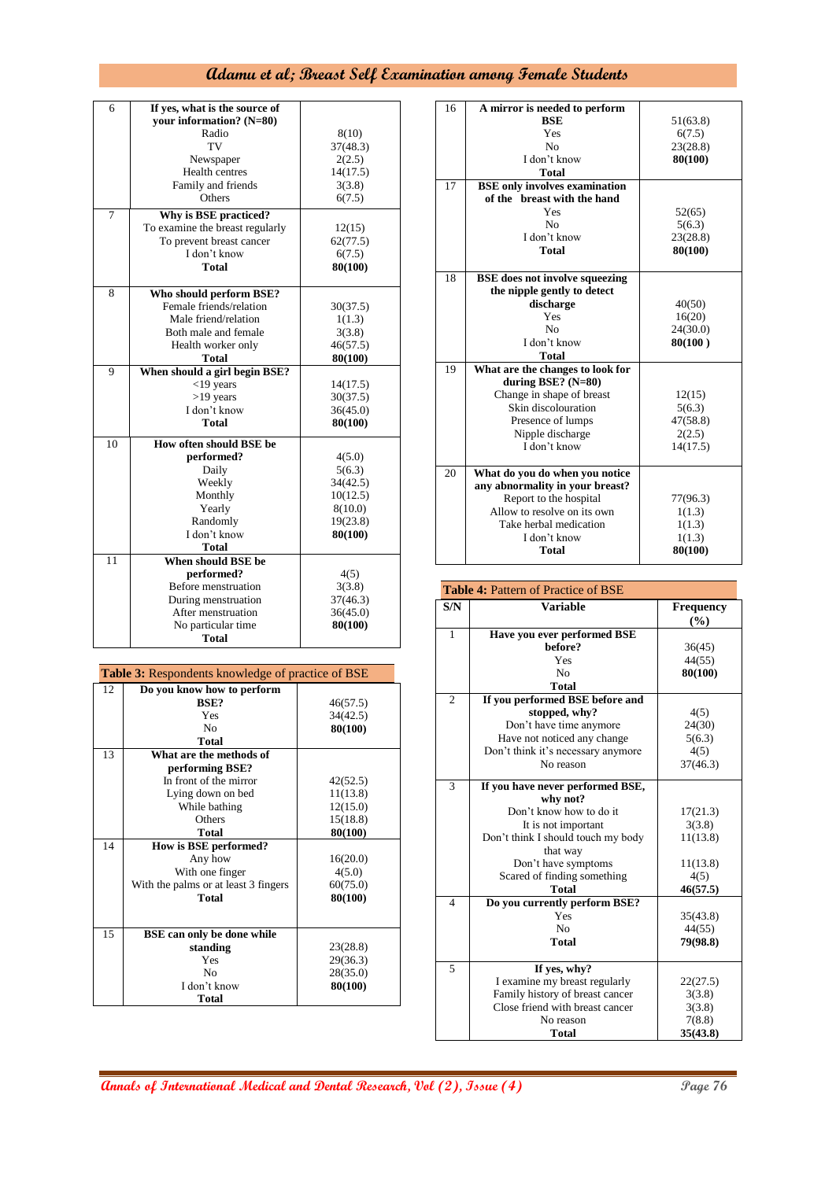| | | |
|---|---|---|
| 6 | **If yes, what is the source of your information? (N=80)** | |
| | Radio | 8(10) |
| | TV | 37(48.3) |
| | Newspaper | 2(2.5) |
| | Health centres | 14(17.5) |
| | Family and friends | 3(3.8) |
| | Others | 6(7.5) |
| 7 | **Why is BSE practiced?** | |
| | To examine the breast regularly | 12(15) |
| | To prevent breast cancer | 62(77.5) |
| | I don't know | 6(7.5) |
| | **Total** | **80(100)** |
| 8 | **Who should perform BSE?** | |
| | Female friends/relation | 30(37.5) |
| | Male friend/relation | 1(1.3) |
| | Both male and female | 3(3.8) |
| | Health worker only | 46(57.5) |
| | **Total** | **80(100)** |
| 9 | **When should a girl begin BSE?** | |
| | <19 years | 14(17.5) |
| | >19 years | 30(37.5) |
| | I don't know | 36(45.0) |
| | **Total** | **80(100)** |
| 10 | **How often should BSE be performed?** | 4(5.0) |
| | Daily | 5(6.3) |
| | Weekly | 34(42.5) |
| | Monthly | 10(12.5) |
| | Yearly | 8(10.0) |
| | Randomly | 19(23.8) |
| | I don't know | **80(100)** |
| | **Total** | |
| 11 | **When should BSE be performed?** | 4(5) |
| | Before menstruation | 3(3.8) |
| | During menstruation | 37(46.3) |
| | After menstruation | 36(45.0) |
| | No particular time | **80(100)** |
| | **Total** | |

**Table 3:** Respondents knowledge of practice of BSE

| | | |
|---|---|---|
| 12 | **Do you know how to perform BSE?** | 46(57.5) |
| | Yes | 34(42.5) |
| | No | **80(100)** |
| | **Total** | |
| 13 | **What are the methods of performing BSE?** | |
| | In front of the mirror | 42(52.5) |
| | Lying down on bed | 11(13.8) |
| | While bathing | 12(15.0) |
| | Others | 15(18.8) |
| | **Total** | **80(100)** |
| 14 | **How is BSE performed?** | |
| | Any how | 16(20.0) |
| | With one finger | 4(5.0) |
| | With the palms or at least 3 fingers | 60(75.0) |
| | **Total** | **80(100)** |
| 15 | **BSE can only be done while standing** | 23(28.8) |
| | Yes | 29(36.3) |
| | No | 28(35.0) |
| | I don't know | **80(100)** |
| | **Total** | |
| 16 | **A mirror is needed to perform BSE** | 51(63.8) |
| | Yes | 6(7.5) |
| | No | 23(28.8) |
| | I don't know | **80(100)** |
| | **Total** | |
| 17 | **BSE only involves examination of the breast with the hand** | |
| | Yes | 52(65) |
| | No | 5(6.3) |
| | I don't know | 23(28.8) |
| | **Total** | **80(100)** |
| 18 | **BSE does not involve squeezing the nipple gently to detect discharge** | 40(50) |
| | Yes | 16(20) |
| | No | 24(30.0) |
| | I don't know | **80(100 )** |
| | **Total** | |
| 19 | **What are the changes to look for during BSE? (N=80)** | |
| | Change in shape of breast | 12(15) |
| | Skin discolouration | 5(6.3) |
| | Presence of lumps | 47(58.8) |
| | Nipple discharge | 2(2.5) |
| | I don't know | 14(17.5) |
| 20 | **What do you do when you notice any abnormality in your breast?** | |
| | Report to the hospital | 77(96.3) |
| | Allow to resolve on its own | 1(1.3) |
| | Take herbal medication | 1(1.3) |
| | I don't know | 1(1.3) |
| | **Total** | **80(100)** |

**Table 4:** Pattern of Practice of BSE

| S/N | Variable | Frequency (%) |
|---|---|---|
| 1 | **Have you ever performed BSE before?** | 36(45) |
| | Yes | 44(55) |
| | No | **80(100)** |
| | **Total** | |
| 2 | **If you performed BSE before and stopped, why?** | 4(5) |
| | Don't have time anymore | 24(30) |
| | Have not noticed any change | 5(6.3) |
| | Don't think it's necessary anymore | 4(5) |
| | No reason | 37(46.3) |
| 3 | **If you have never performed BSE, why not?** | |
| | Don't know how to do it | 17(21.3) |
| | It is not important | 3(3.8) |
| | Don't think I should touch my body that way | 11(13.8) |
| | Don't have symptoms | 11(13.8) |
| | Scared of finding something | 4(5) |
| | **Total** | **46(57.5)** |
| 4 | **Do you currently perform BSE?** | |
| | Yes | 35(43.8) |
| | No | 44(55) |
| | **Total** | **79(98.8)** |
| 5 | **If yes, why?** | |
| | I examine my breast regularly | 22(27.5) |
| | Family history of breast cancer | 3(3.8) |
| | Close friend with breast cancer | 3(3.8) |
| | No reason | 7(8.8) |
| | **Total** | **35(43.8)** |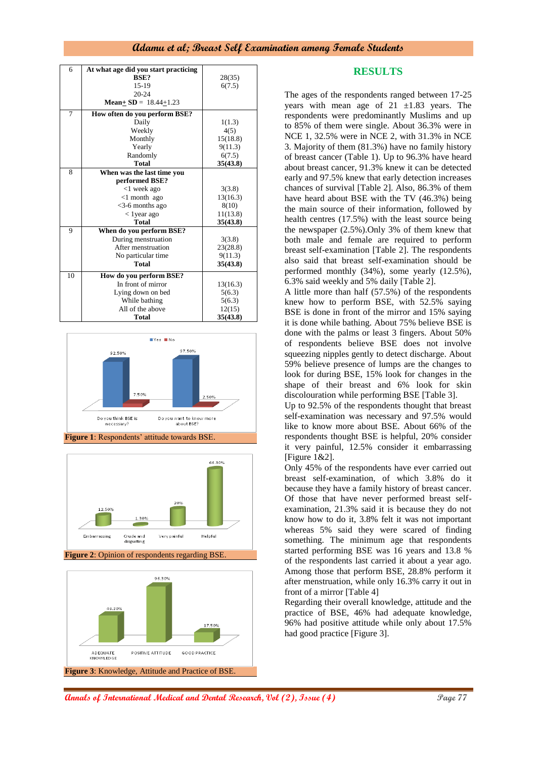| 6 | At what age did you start practicing BSE? | |
|---|---|---|
| | 15-19 | 28(35) |
| | 20-24 | 6(7.5) |
| | **Mean± SD** = 18.44±1.23 | |
| 7 | **How often do you perform BSE?** | |
| | Daily | 1(1.3) |
| | Weekly | 4(5) |
| | Monthly | 15(18.8) |
| | Yearly | 9(11.3) |
| | Randomly | 6(7.5) |
| | **Total** | **35(43.8)** |
| 8 | **When was the last time you performed BSE?** | |
| | <1 week ago | 3(3.8) |
| | <1 month ago | 13(16.3) |
| | <3-6 months ago | 8(10) |
| | < 1year ago | 11(13.8) |
| | **Total** | **35(43.8)** |
| 9 | **When do you perform BSE?** | |
| | During menstruation | 3(3.8) |
| | After menstruation | 23(28.8) |
| | No particular time | 9(11.3) |
| | **Total** | **35(43.8)** |
| 10 | **How do you perform BSE?** | |
| | In front of mirror | 13(16.3) |
| | Lying down on bed | 5(6.3) |
| | While bathing | 5(6.3) |
| | All of the above | 12(15) |
| | **Total** | **35(43.8)** |

**Figure 1**: Respondents' attitude towards BSE.

**Figure 2**: Opinion of respondents regarding BSE.

**Figure 3**: Knowledge, Attitude and Practice of BSE.

## RESULTS

The ages of the respondents ranged between 17-25 years with mean age of 21 ±1.83 years. The respondents were predominantly Muslims and up to 85% of them were single. About 36.3% were in NCE 1, 32.5% were in NCE 2, with 31.3% in NCE 3. Majority of them (81.3%) have no family history of breast cancer (Table 1). Up to 96.3% have heard about breast cancer, 91.3% knew it can be detected early and 97.5% knew that early detection increases chances of survival [Table 2]. Also, 86.3% of them have heard about BSE with the TV (46.3%) being the main source of their information, followed by health centres (17.5%) with the least source being the newspaper (2.5%).Only 3% of them knew that both male and female are required to perform breast self-examination [Table 2]. The respondents also said that breast self-examination should be performed monthly (34%), some yearly (12.5%), 6.3% said weekly and 5% daily [Table 2].

A little more than half (57.5%) of the respondents knew how to perform BSE, with 52.5% saying BSE is done in front of the mirror and 15% saying it is done while bathing. About 75% believe BSE is done with the palms or least 3 fingers. About 50% of respondents believe BSE does not involve squeezing nipples gently to detect discharge. About 59% believe presence of lumps are the changes to look for during BSE, 15% look for changes in the shape of their breast and 6% look for skin discolouration while performing BSE [Table 3].

Up to 92.5% of the respondents thought that breast self-examination was necessary and 97.5% would like to know more about BSE. About 66% of the respondents thought BSE is helpful, 20% consider it very painful, 12.5% consider it embarrassing [Figure 1&2].

Only 45% of the respondents have ever carried out breast self-examination, of which 3.8% do it because they have a family history of breast cancer. Of those that have never performed breast self-examination, 21.3% said it is because they do not know how to do it, 3.8% felt it was not important whereas 5% said they were scared of finding something. The minimum age that respondents started performing BSE was 16 years and 13.8 % of the respondents last carried it about a year ago. Among those that perform BSE, 28.8% perform it after menstruation, while only 16.3% carry it out in front of a mirror [Table 4]

Regarding their overall knowledge, attitude and the practice of BSE, 46% had adequate knowledge, 96% had positive attitude while only about 17.5% had good practice [Figure 3].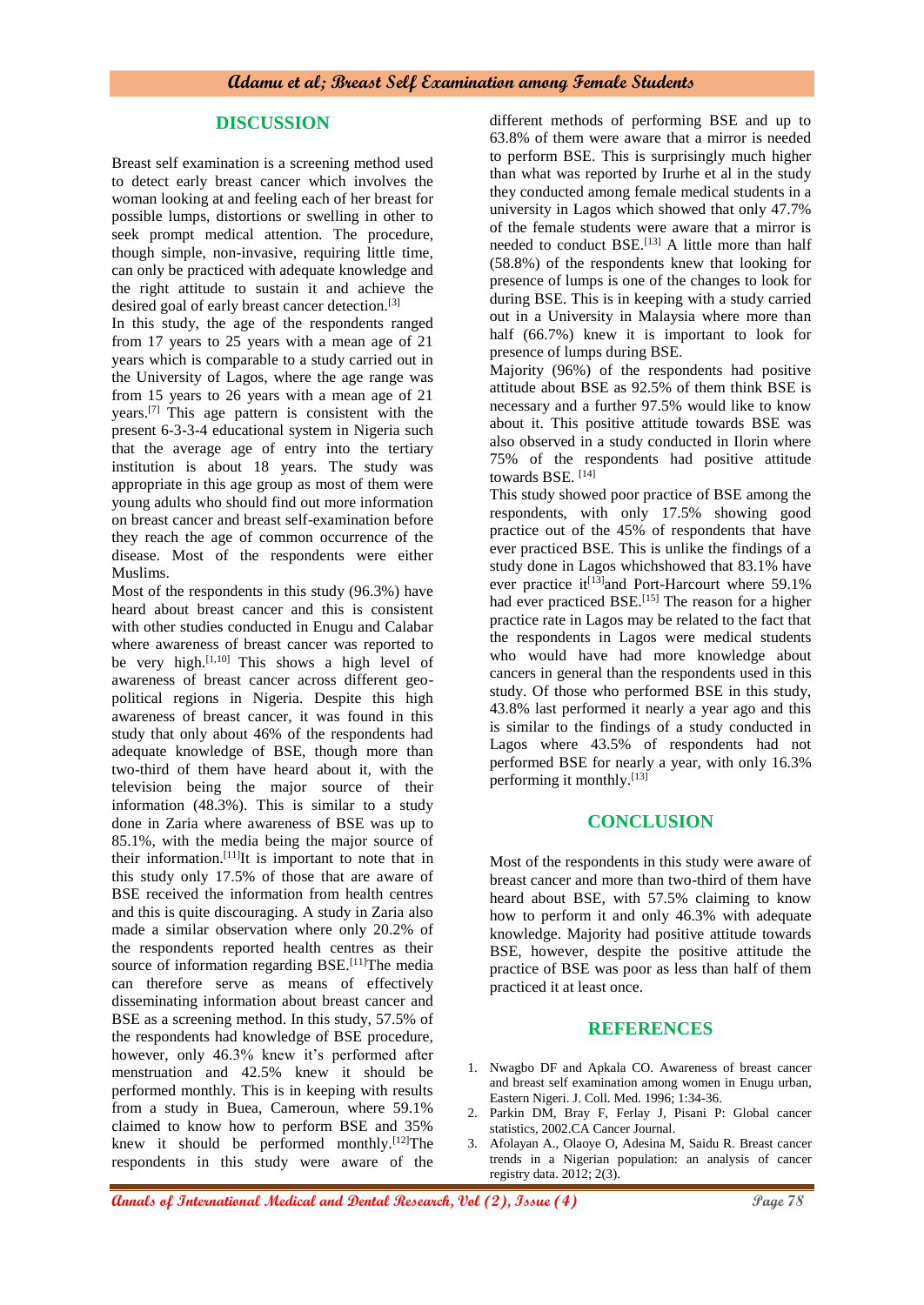## DISCUSSION

Breast self examination is a screening method used to detect early breast cancer which involves the woman looking at and feeling each of her breast for possible lumps, distortions or swelling in other to seek prompt medical attention. The procedure, though simple, non-invasive, requiring little time, can only be practiced with adequate knowledge and the right attitude to sustain it and achieve the desired goal of early breast cancer detection.[3]

In this study, the age of the respondents ranged from 17 years to 25 years with a mean age of 21 years which is comparable to a study carried out in the University of Lagos, where the age range was from 15 years to 26 years with a mean age of 21 years.[7] This age pattern is consistent with the present 6-3-3-4 educational system in Nigeria such that the average age of entry into the tertiary institution is about 18 years. The study was appropriate in this age group as most of them were young adults who should find out more information on breast cancer and breast self-examination before they reach the age of common occurrence of the disease. Most of the respondents were either Muslims.

Most of the respondents in this study (96.3%) have heard about breast cancer and this is consistent with other studies conducted in Enugu and Calabar where awareness of breast cancer was reported to be very high.[1,10] This shows a high level of awareness of breast cancer across different geo-political regions in Nigeria. Despite this high awareness of breast cancer, it was found in this study that only about 46% of the respondents had adequate knowledge of BSE, though more than two-third of them have heard about it, with the television being the major source of their information (48.3%). This is similar to a study done in Zaria where awareness of BSE was up to 85.1%, with the media being the major source of their information.[11]It is important to note that in this study only 17.5% of those that are aware of BSE received the information from health centres and this is quite discouraging. A study in Zaria also made a similar observation where only 20.2% of the respondents reported health centres as their source of information regarding BSE.[11]The media can therefore serve as means of effectively disseminating information about breast cancer and BSE as a screening method. In this study, 57.5% of the respondents had knowledge of BSE procedure, however, only 46.3% knew it's performed after menstruation and 42.5% knew it should be performed monthly. This is in keeping with results from a study in Buea, Cameroun, where 59.1% claimed to know how to perform BSE and 35% knew it should be performed monthly.[12]The respondents in this study were aware of the different methods of performing BSE and up to 63.8% of them were aware that a mirror is needed to perform BSE. This is surprisingly much higher than what was reported by Irurhe et al in the study they conducted among female medical students in a university in Lagos which showed that only 47.7% of the female students were aware that a mirror is needed to conduct BSE.[13] A little more than half (58.8%) of the respondents knew that looking for presence of lumps is one of the changes to look for during BSE. This is in keeping with a study carried out in a University in Malaysia where more than half (66.7%) knew it is important to look for presence of lumps during BSE.

Majority (96%) of the respondents had positive attitude about BSE as 92.5% of them think BSE is necessary and a further 97.5% would like to know about it. This positive attitude towards BSE was also observed in a study conducted in Ilorin where 75% of the respondents had positive attitude towards BSE. [14]

This study showed poor practice of BSE among the respondents, with only 17.5% showing good practice out of the 45% of respondents that have ever practiced BSE. This is unlike the findings of a study done in Lagos whichshowed that 83.1% have ever practice it[13]and Port-Harcourt where 59.1% had ever practiced BSE.[15] The reason for a higher practice rate in Lagos may be related to the fact that the respondents in Lagos were medical students who would have had more knowledge about cancers in general than the respondents used in this study. Of those who performed BSE in this study, 43.8% last performed it nearly a year ago and this is similar to the findings of a study conducted in Lagos where 43.5% of respondents had not performed BSE for nearly a year, with only 16.3% performing it monthly.[13]

## CONCLUSION

Most of the respondents in this study were aware of breast cancer and more than two-third of them have heard about BSE, with 57.5% claiming to know how to perform it and only 46.3% with adequate knowledge. Majority had positive attitude towards BSE, however, despite the positive attitude the practice of BSE was poor as less than half of them practiced it at least once.

## REFERENCES

1. Nwagbo DF and Apkala CO. Awareness of breast cancer and breast self examination among women in Enugu urban, Eastern Nigeri. J. Coll. Med. 1996; 1:34-36.
2. Parkin DM, Bray F, Ferlay J, Pisani P: Global cancer statistics, 2002.CA Cancer Journal.
3. Afolayan A., Olaoye O, Adesina M, Saidu R. Breast cancer trends in a Nigerian population: an analysis of cancer registry data. 2012; 2(3).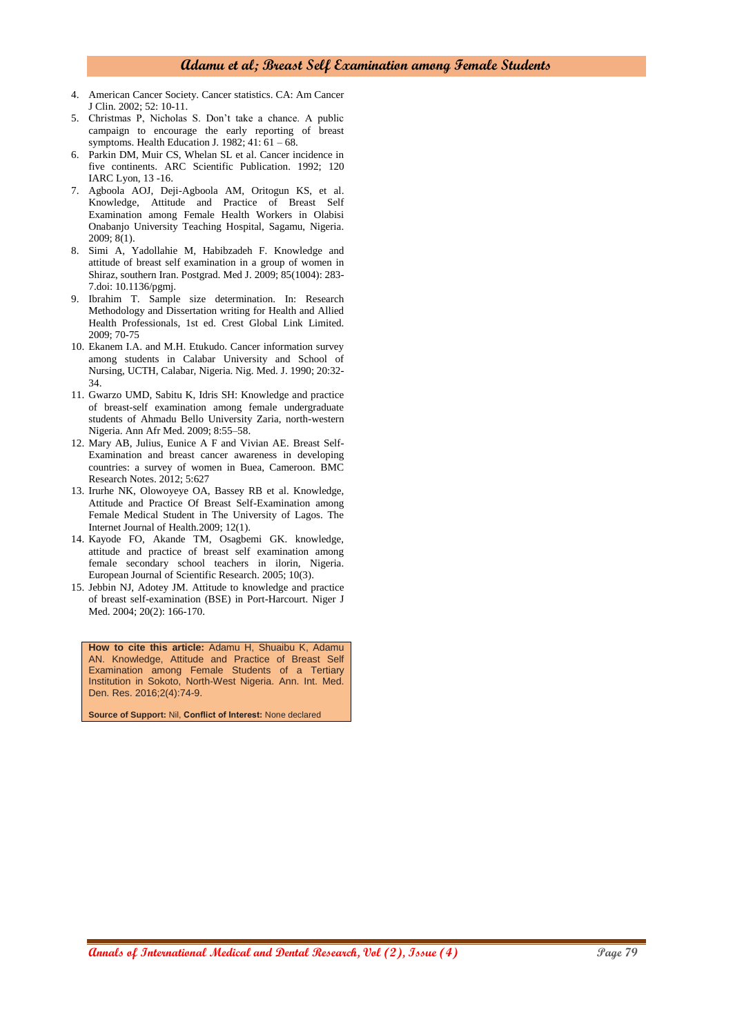4. American Cancer Society. Cancer statistics. CA: Am Cancer J Clin. 2002; 52: 10-11.
5. Christmas P, Nicholas S. Don't take a chance. A public campaign to encourage the early reporting of breast symptoms. Health Education J. 1982; 41: 61 – 68.
6. Parkin DM, Muir CS, Whelan SL et al. Cancer incidence in five continents. ARC Scientific Publication. 1992; 120 IARC Lyon, 13 -16.
7. Agboola AOJ, Deji-Agboola AM, Oritogun KS, et al. Knowledge, Attitude and Practice of Breast Self Examination among Female Health Workers in Olabisi Onabanjo University Teaching Hospital, Sagamu, Nigeria. 2009; 8(1).
8. Simi A, Yadollahie M, Habibzadeh F. Knowledge and attitude of breast self examination in a group of women in Shiraz, southern Iran. Postgrad. Med J. 2009; 85(1004): 283-7.doi: 10.1136/pgmj.
9. Ibrahim T. Sample size determination. In: Research Methodology and Dissertation writing for Health and Allied Health Professionals, 1st ed. Crest Global Link Limited. 2009; 70-75
10. Ekanem I.A. and M.H. Etukudo. Cancer information survey among students in Calabar University and School of Nursing, UCTH, Calabar, Nigeria. Nig. Med. J. 1990; 20:32-34.
11. Gwarzo UMD, Sabitu K, Idris SH: Knowledge and practice of breast-self examination among female undergraduate students of Ahmadu Bello University Zaria, north-western Nigeria. Ann Afr Med. 2009; 8:55–58.
12. Mary AB, Julius, Eunice A F and Vivian AE. Breast Self-Examination and breast cancer awareness in developing countries: a survey of women in Buea, Cameroon. BMC Research Notes. 2012; 5:627
13. Irurhe NK, Olowoyeye OA, Bassey RB et al. Knowledge, Attitude and Practice Of Breast Self-Examination among Female Medical Student in The University of Lagos. The Internet Journal of Health.2009; 12(1).
14. Kayode FO, Akande TM, Osagbemi GK. knowledge, attitude and practice of breast self examination among female secondary school teachers in ilorin, Nigeria. European Journal of Scientific Research. 2005; 10(3).
15. Jebbin NJ, Adotey JM. Attitude to knowledge and practice of breast self-examination (BSE) in Port-Harcourt. Niger J Med. 2004; 20(2): 166-170.

**How to cite this article:** Adamu H, Shuaibu K, Adamu AN. Knowledge, Attitude and Practice of Breast Self Examination among Female Students of a Tertiary Institution in Sokoto, North-West Nigeria. Ann. Int. Med. Den. Res. 2016;2(4):74-9.

**Source of Support:** Nil, **Conflict of Interest:** None declared